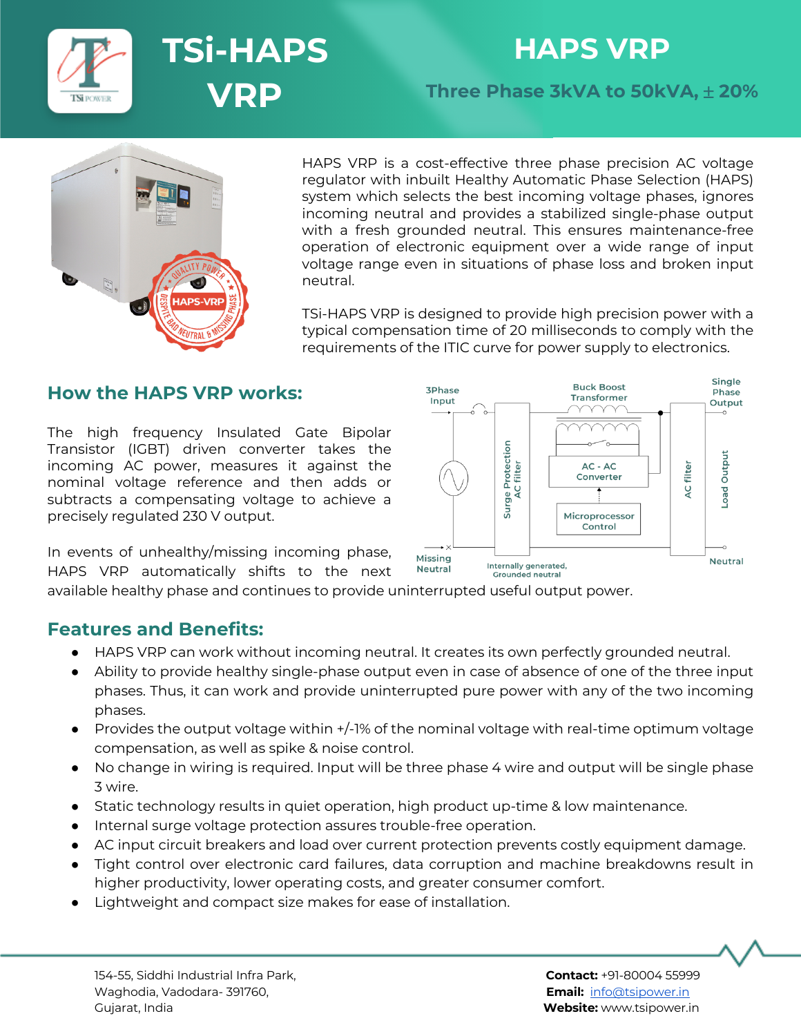# TSi-HAPS VRP

## HAPS VRP

**Three Phase 3kVA to 50kVA, ± 20%**

HAPS VRP is a cost-effective three phase precision AC voltage regulator with inbuilt Healthy Automatic Phase Selection (HAPS) system which selects the best incoming voltage phases, ignores incoming neutral and provides a stabilized single-phase output with a fresh grounded neutral. This ensures maintenance-free operation of electronic equipment over a wide range of input voltage range even in situations of phase loss and broken input neutral.

TSi-HAPS VRP is designed to provide high precision power with a typical compensation time of 20 milliseconds to comply with the requirements of the ITIC curve for power supply to electronics.

## How the HAPS VRP works:

The high frequency Insulated Gate Bipolar Transistor (IGBT) driven converter takes the incoming AC power, measures it against the nominal voltage reference and then adds or subtracts a compensating voltage to achieve a precisely regulated 230 V output.

3Phase Input
Buck Boost Transformer
Single Phase Output
Surge Protection AC filter
AC - AC Converter
Microprocessor Control
AC filter
Load Output
Missing Neutral
Internally generated, Grounded neutral
Neutral

In events of unhealthy/missing incoming phase, HAPS VRP automatically shifts to the next available healthy phase and continues to provide uninterrupted useful output power.

## Features and Benefits:

- HAPS VRP can work without incoming neutral. It creates its own perfectly grounded neutral.
- Ability to provide healthy single-phase output even in case of absence of one of the three input phases. Thus, it can work and provide uninterrupted pure power with any of the two incoming phases.
- Provides the output voltage within +/-1% of the nominal voltage with real-time optimum voltage compensation, as well as spike & noise control.
- No change in wiring is required. Input will be three phase 4 wire and output will be single phase 3 wire.
- Static technology results in quiet operation, high product up-time & low maintenance.
- Internal surge voltage protection assures trouble-free operation.
- AC input circuit breakers and load over current protection prevents costly equipment damage.
- Tight control over electronic card failures, data corruption and machine breakdowns result in higher productivity, lower operating costs, and greater consumer comfort.
- Lightweight and compact size makes for ease of installation.

154-55, Siddhi Industrial Infra Park,
Waghodia, Vadodara- 391760,
Gujarat, India

**Contact:** +91-80004 55999
**Email:** info@tsipower.in
**Website:** www.tsipower.in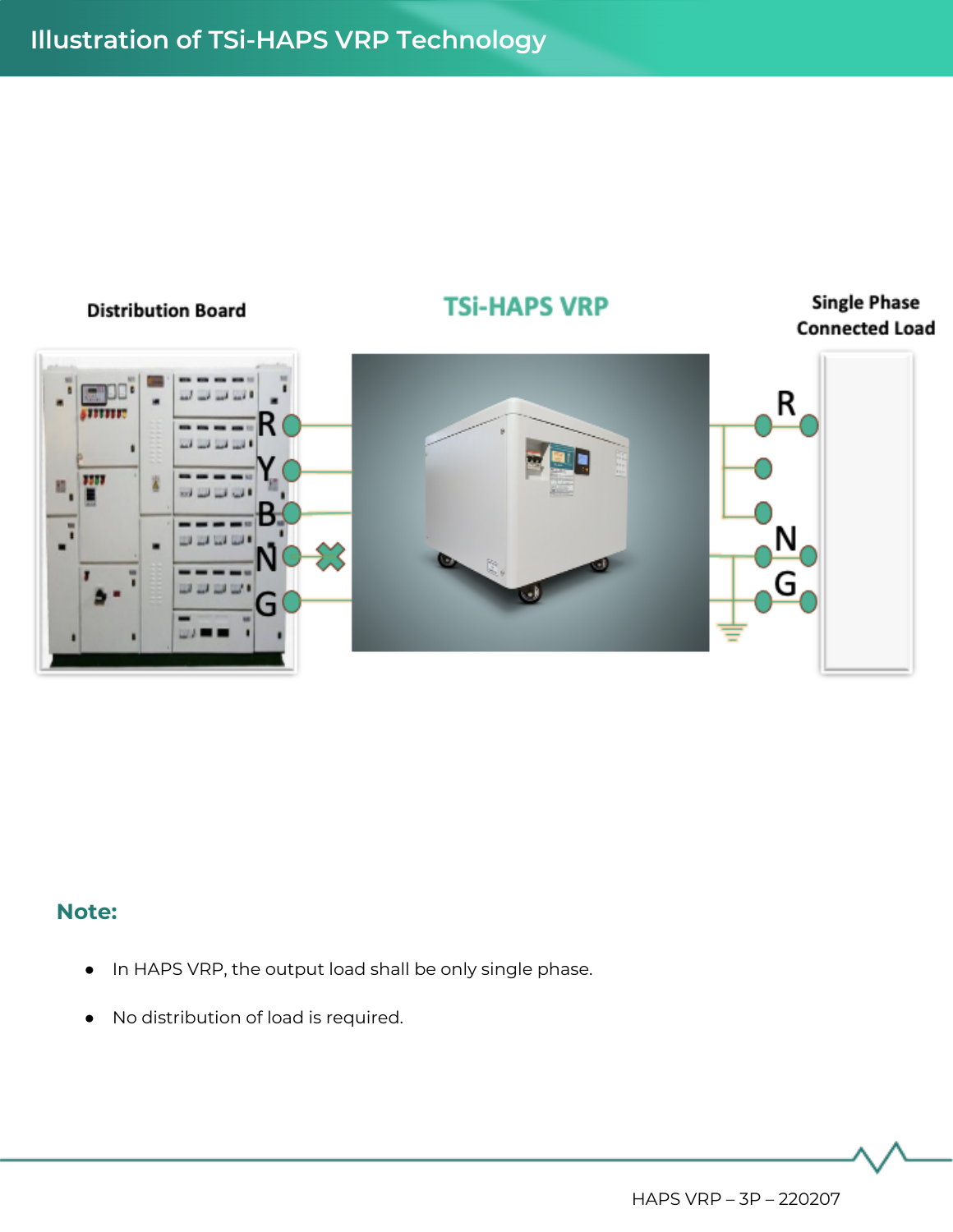# Illustration of TSi-HAPS VRP Technology

Distribution Board

TSi-HAPS VRP

Single Phase Connected Load

R

Y

B

N

G

R

N

G

**Note:**

- In HAPS VRP, the output load shall be only single phase.
- No distribution of load is required.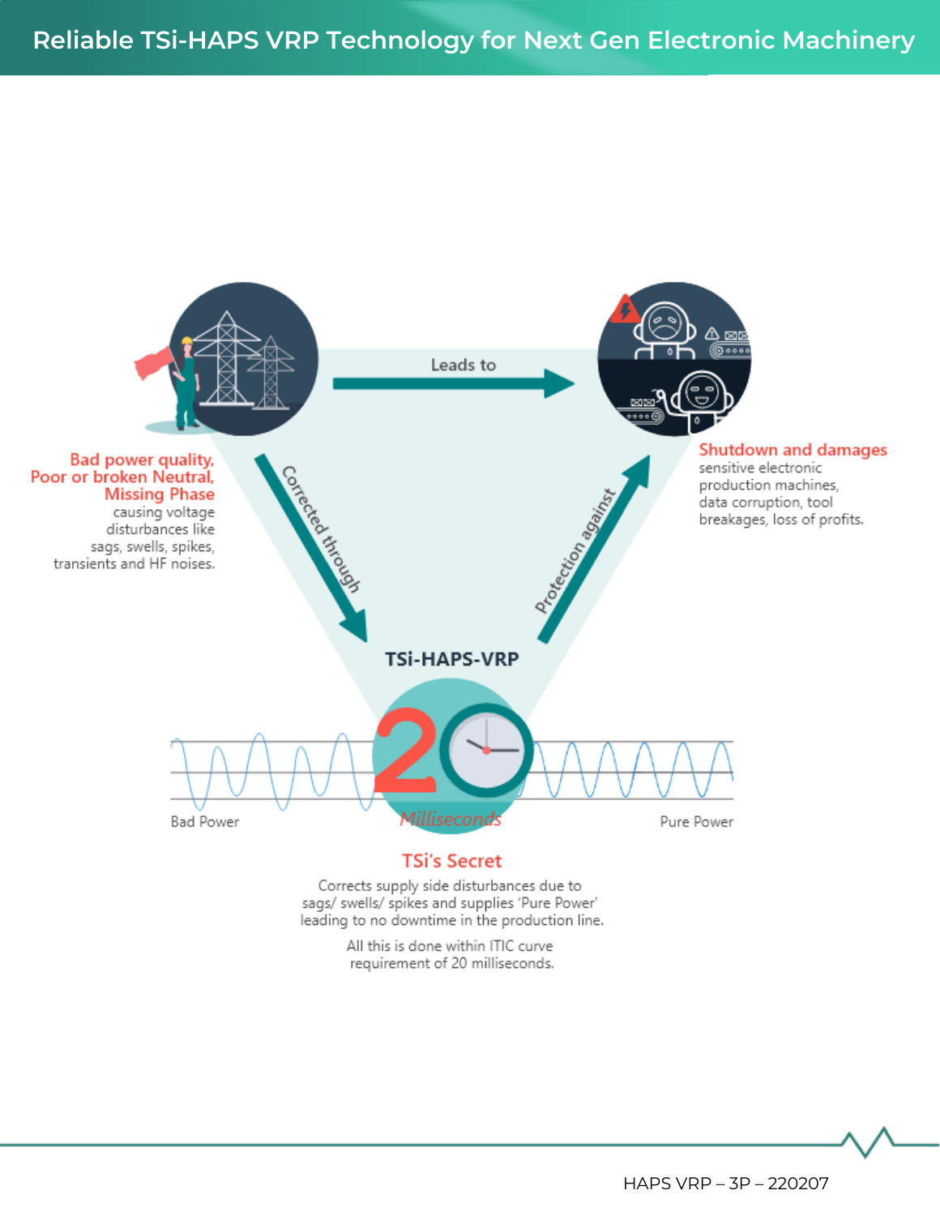# Reliable TSi-HAPS VRP Technology for Next Gen Electronic Machinery

Leads to

**Bad power quality, Poor or broken Neutral, Missing Phase**
causing voltage disturbances like sags, swells, spikes, transients and HF noises.

**Shutdown and damages**
sensitive electronic production machines, data corruption, tool breakages, loss of profits.

Corrected through

Protection against

**TSi-HAPS-VRP**

20

*Milliseconds*

Bad Power

Pure Power

**TSi's Secret**

Corrects supply side disturbances due to sags/ swells/ spikes and supplies 'Pure Power' leading to no downtime in the production line.

All this is done within ITIC curve requirement of 20 milliseconds.

HAPS VRP – 3P – 220207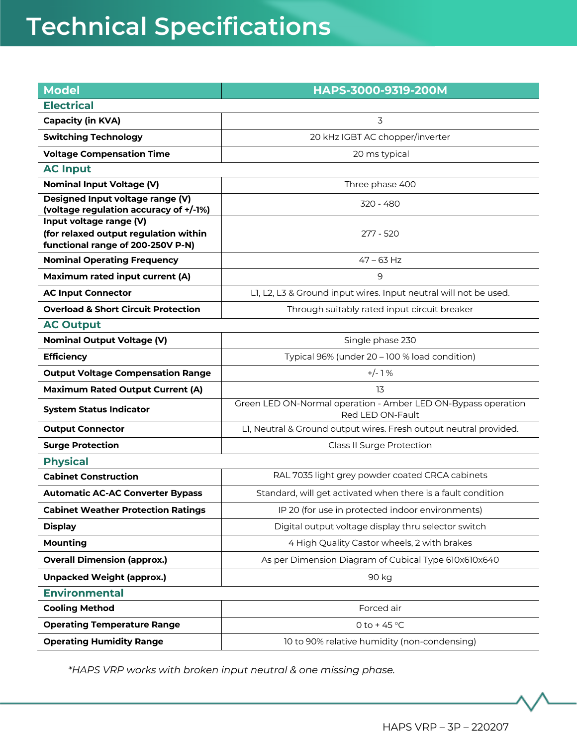# Technical Specifications

| Model | HAPS-3000-9319-200M |
|---|---|
| **Electrical** | |
| **Capacity (in KVA)** | 3 |
| **Switching Technology** | 20 kHz IGBT AC chopper/inverter |
| **Voltage Compensation Time** | 20 ms typical |
| **AC Input** | |
| **Nominal Input Voltage (V)** | Three phase 400 |
| **Designed Input voltage range (V) (voltage regulation accuracy of +/-1%)** | 320 - 480 |
| **Input voltage range (V) (for relaxed output regulation within functional range of 200-250V P-N)** | 277 - 520 |
| **Nominal Operating Frequency** | 47 – 63 Hz |
| **Maximum rated input current (A)** | 9 |
| **AC Input Connector** | L1, L2, L3 & Ground input wires. Input neutral will not be used. |
| **Overload & Short Circuit Protection** | Through suitably rated input circuit breaker |
| **AC Output** | |
| **Nominal Output Voltage (V)** | Single phase 230 |
| **Efficiency** | Typical 96% (under 20 – 100 % load condition) |
| **Output Voltage Compensation Range** | +/- 1 % |
| **Maximum Rated Output Current (A)** | 13 |
| **System Status Indicator** | Green LED ON-Normal operation - Amber LED ON-Bypass operation Red LED ON-Fault |
| **Output Connector** | L1, Neutral & Ground output wires. Fresh output neutral provided. |
| **Surge Protection** | Class II Surge Protection |
| **Physical** | |
| **Cabinet Construction** | RAL 7035 light grey powder coated CRCA cabinets |
| **Automatic AC-AC Converter Bypass** | Standard, will get activated when there is a fault condition |
| **Cabinet Weather Protection Ratings** | IP 20 (for use in protected indoor environments) |
| **Display** | Digital output voltage display thru selector switch |
| **Mounting** | 4 High Quality Castor wheels, 2 with brakes |
| **Overall Dimension (approx.)** | As per Dimension Diagram of Cubical Type 610x610x640 |
| **Unpacked Weight (approx.)** | 90 kg |
| **Environmental** | |
| **Cooling Method** | Forced air |
| **Operating Temperature Range** | 0 to + 45 °C |
| **Operating Humidity Range** | 10 to 90% relative humidity (non-condensing) |

*\*HAPS VRP works with broken input neutral & one missing phase.*

HAPS VRP – 3P – 220207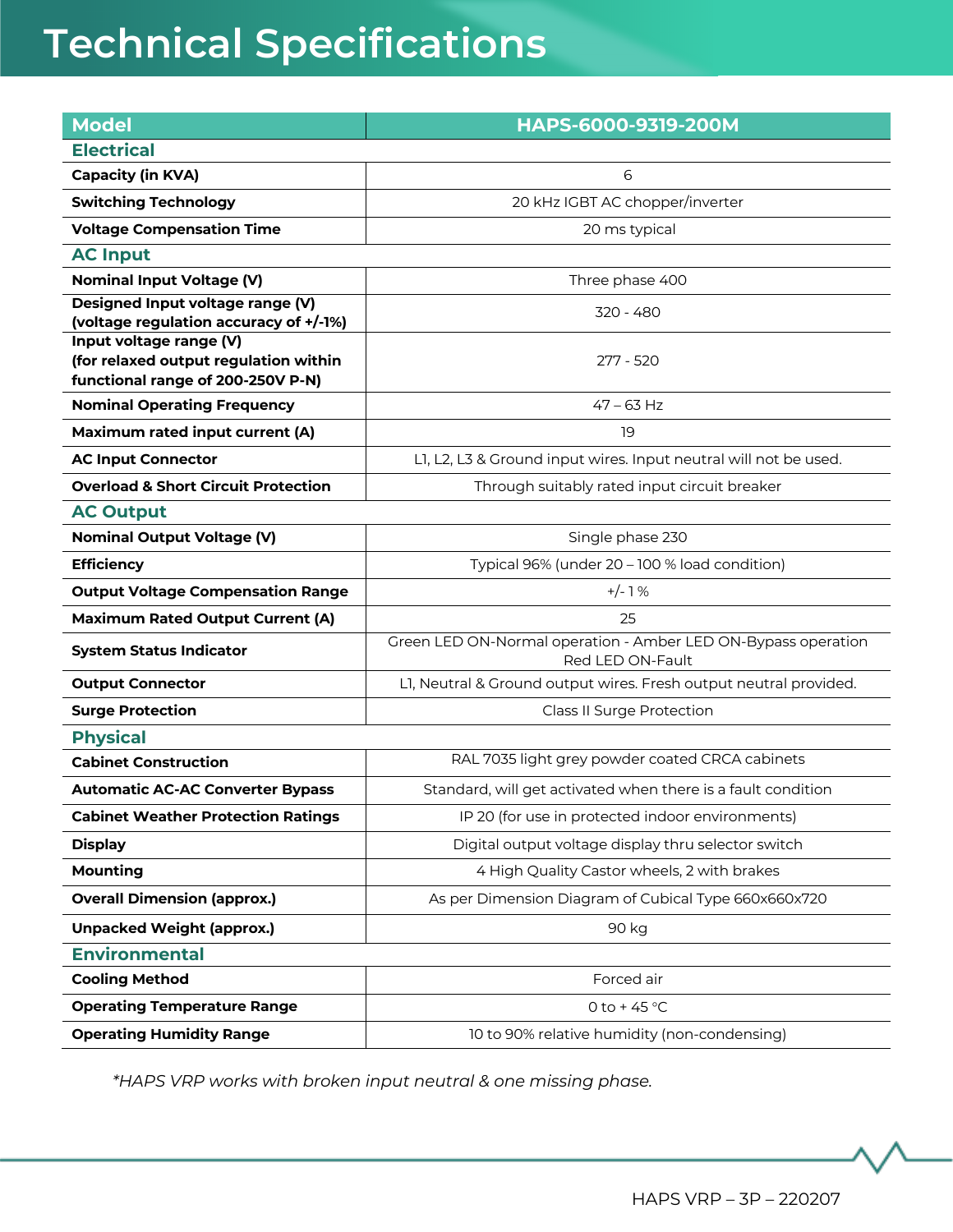# Technical Specifications

| Model | HAPS-6000-9319-200M |
|---|---|
| **Electrical** | |
| **Capacity (in KVA)** | 6 |
| **Switching Technology** | 20 kHz IGBT AC chopper/inverter |
| **Voltage Compensation Time** | 20 ms typical |
| **AC Input** | |
| **Nominal Input Voltage (V)** | Three phase 400 |
| **Designed Input voltage range (V) (voltage regulation accuracy of +/-1%)** | 320 - 480 |
| **Input voltage range (V) (for relaxed output regulation within functional range of 200-250V P-N)** | 277 - 520 |
| **Nominal Operating Frequency** | 47 – 63 Hz |
| **Maximum rated input current (A)** | 19 |
| **AC Input Connector** | L1, L2, L3 & Ground input wires. Input neutral will not be used. |
| **Overload & Short Circuit Protection** | Through suitably rated input circuit breaker |
| **AC Output** | |
| **Nominal Output Voltage (V)** | Single phase 230 |
| **Efficiency** | Typical 96% (under 20 – 100 % load condition) |
| **Output Voltage Compensation Range** | +/- 1 % |
| **Maximum Rated Output Current (A)** | 25 |
| **System Status Indicator** | Green LED ON-Normal operation - Amber LED ON-Bypass operation Red LED ON-Fault |
| **Output Connector** | L1, Neutral & Ground output wires. Fresh output neutral provided. |
| **Surge Protection** | Class II Surge Protection |
| **Physical** | |
| **Cabinet Construction** | RAL 7035 light grey powder coated CRCA cabinets |
| **Automatic AC-AC Converter Bypass** | Standard, will get activated when there is a fault condition |
| **Cabinet Weather Protection Ratings** | IP 20 (for use in protected indoor environments) |
| **Display** | Digital output voltage display thru selector switch |
| **Mounting** | 4 High Quality Castor wheels, 2 with brakes |
| **Overall Dimension (approx.)** | As per Dimension Diagram of Cubical Type 660x660x720 |
| **Unpacked Weight (approx.)** | 90 kg |
| **Environmental** | |
| **Cooling Method** | Forced air |
| **Operating Temperature Range** | 0 to + 45 °C |
| **Operating Humidity Range** | 10 to 90% relative humidity (non-condensing) |

*\*HAPS VRP works with broken input neutral & one missing phase.*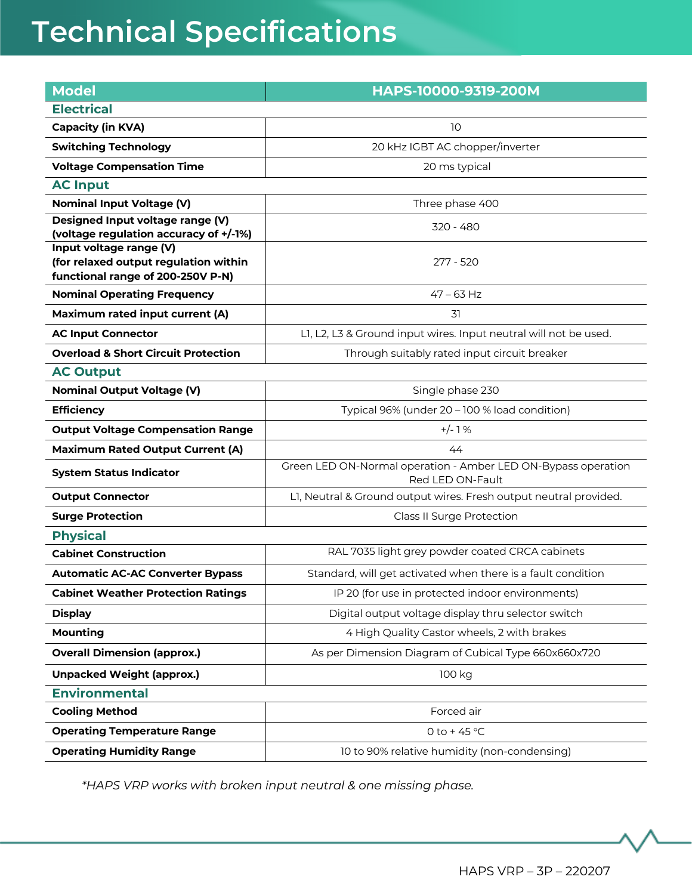# Technical Specifications

| Model | HAPS-10000-9319-200M |
| --- | --- |
| **Electrical** | |
| Capacity (in KVA) | 10 |
| Switching Technology | 20 kHz IGBT AC chopper/inverter |
| Voltage Compensation Time | 20 ms typical |
| **AC Input** | |
| Nominal Input Voltage (V) | Three phase 400 |
| Designed Input voltage range (V) (voltage regulation accuracy of +/-1%) | 320 - 480 |
| Input voltage range (V) (for relaxed output regulation within functional range of 200-250V P-N) | 277 - 520 |
| Nominal Operating Frequency | 47 – 63 Hz |
| Maximum rated input current (A) | 31 |
| AC Input Connector | L1, L2, L3 & Ground input wires. Input neutral will not be used. |
| Overload & Short Circuit Protection | Through suitably rated input circuit breaker |
| **AC Output** | |
| Nominal Output Voltage (V) | Single phase 230 |
| Efficiency | Typical 96% (under 20 – 100 % load condition) |
| Output Voltage Compensation Range | +/- 1 % |
| Maximum Rated Output Current (A) | 44 |
| System Status Indicator | Green LED ON-Normal operation - Amber LED ON-Bypass operation Red LED ON-Fault |
| Output Connector | L1, Neutral & Ground output wires. Fresh output neutral provided. |
| Surge Protection | Class II Surge Protection |
| **Physical** | |
| Cabinet Construction | RAL 7035 light grey powder coated CRCA cabinets |
| Automatic AC-AC Converter Bypass | Standard, will get activated when there is a fault condition |
| Cabinet Weather Protection Ratings | IP 20 (for use in protected indoor environments) |
| Display | Digital output voltage display thru selector switch |
| Mounting | 4 High Quality Castor wheels, 2 with brakes |
| Overall Dimension (approx.) | As per Dimension Diagram of Cubical Type 660x660x720 |
| Unpacked Weight (approx.) | 100 kg |
| **Environmental** | |
| Cooling Method | Forced air |
| Operating Temperature Range | 0 to + 45 °C |
| Operating Humidity Range | 10 to 90% relative humidity (non-condensing) |

*\*HAPS VRP works with broken input neutral & one missing phase.*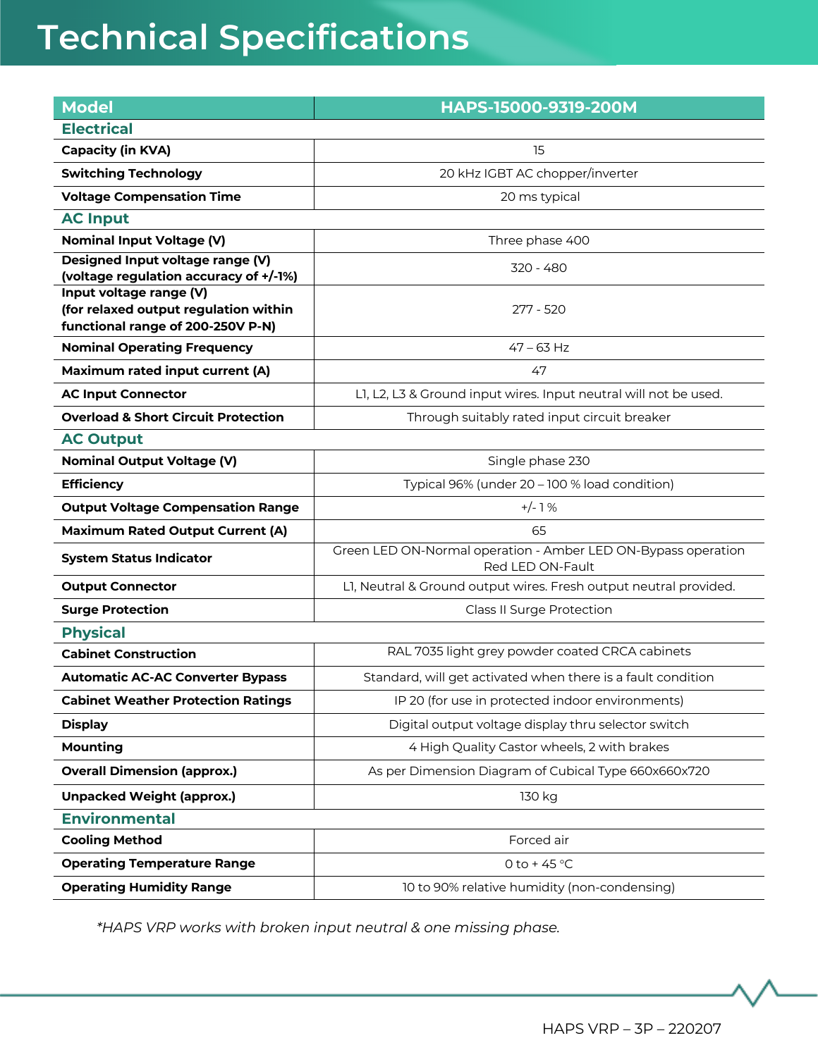# Technical Specifications

| Model | HAPS-15000-9319-200M |
|---|---|
| **Electrical** | |
| **Capacity (in KVA)** | 15 |
| **Switching Technology** | 20 kHz IGBT AC chopper/inverter |
| **Voltage Compensation Time** | 20 ms typical |
| **AC Input** | |
| **Nominal Input Voltage (V)** | Three phase 400 |
| **Designed Input voltage range (V) (voltage regulation accuracy of +/-1%)** | 320 - 480 |
| **Input voltage range (V) (for relaxed output regulation within functional range of 200-250V P-N)** | 277 - 520 |
| **Nominal Operating Frequency** | 47 – 63 Hz |
| **Maximum rated input current (A)** | 47 |
| **AC Input Connector** | L1, L2, L3 & Ground input wires. Input neutral will not be used. |
| **Overload & Short Circuit Protection** | Through suitably rated input circuit breaker |
| **AC Output** | |
| **Nominal Output Voltage (V)** | Single phase 230 |
| **Efficiency** | Typical 96% (under 20 – 100 % load condition) |
| **Output Voltage Compensation Range** | +/- 1 % |
| **Maximum Rated Output Current (A)** | 65 |
| **System Status Indicator** | Green LED ON-Normal operation - Amber LED ON-Bypass operation Red LED ON-Fault |
| **Output Connector** | L1, Neutral & Ground output wires. Fresh output neutral provided. |
| **Surge Protection** | Class II Surge Protection |
| **Physical** | |
| **Cabinet Construction** | RAL 7035 light grey powder coated CRCA cabinets |
| **Automatic AC-AC Converter Bypass** | Standard, will get activated when there is a fault condition |
| **Cabinet Weather Protection Ratings** | IP 20 (for use in protected indoor environments) |
| **Display** | Digital output voltage display thru selector switch |
| **Mounting** | 4 High Quality Castor wheels, 2 with brakes |
| **Overall Dimension (approx.)** | As per Dimension Diagram of Cubical Type 660x660x720 |
| **Unpacked Weight (approx.)** | 130 kg |
| **Environmental** | |
| **Cooling Method** | Forced air |
| **Operating Temperature Range** | 0 to + 45 °C |
| **Operating Humidity Range** | 10 to 90% relative humidity (non-condensing) |

*\*HAPS VRP works with broken input neutral & one missing phase.*

HAPS VRP – 3P – 220207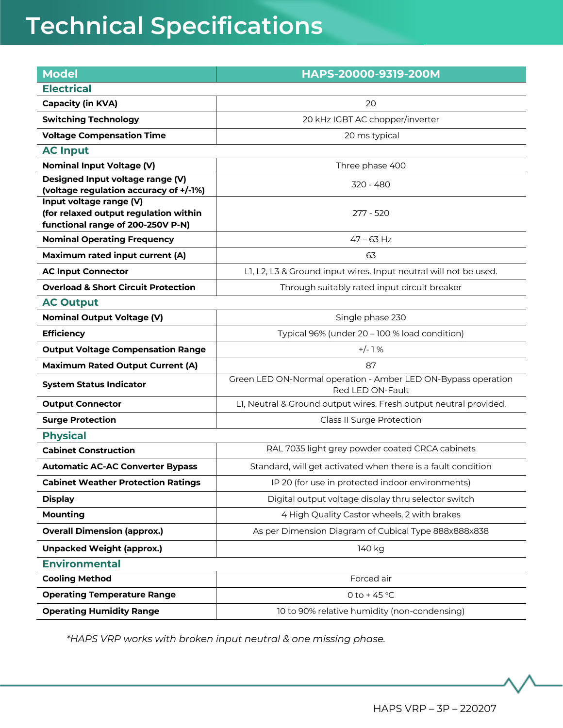# Technical Specifications

| Model | HAPS-20000-9319-200M |
|---|---|
| **Electrical** | |
| **Capacity (in KVA)** | 20 |
| **Switching Technology** | 20 kHz IGBT AC chopper/inverter |
| **Voltage Compensation Time** | 20 ms typical |
| **AC Input** | |
| **Nominal Input Voltage (V)** | Three phase 400 |
| **Designed Input voltage range (V) (voltage regulation accuracy of +/-1%)** | 320 - 480 |
| **Input voltage range (V) (for relaxed output regulation within functional range of 200-250V P-N)** | 277 - 520 |
| **Nominal Operating Frequency** | 47 – 63 Hz |
| **Maximum rated input current (A)** | 63 |
| **AC Input Connector** | L1, L2, L3 & Ground input wires. Input neutral will not be used. |
| **Overload & Short Circuit Protection** | Through suitably rated input circuit breaker |
| **AC Output** | |
| **Nominal Output Voltage (V)** | Single phase 230 |
| **Efficiency** | Typical 96% (under 20 – 100 % load condition) |
| **Output Voltage Compensation Range** | +/- 1 % |
| **Maximum Rated Output Current (A)** | 87 |
| **System Status Indicator** | Green LED ON-Normal operation - Amber LED ON-Bypass operation Red LED ON-Fault |
| **Output Connector** | L1, Neutral & Ground output wires. Fresh output neutral provided. |
| **Surge Protection** | Class II Surge Protection |
| **Physical** | |
| **Cabinet Construction** | RAL 7035 light grey powder coated CRCA cabinets |
| **Automatic AC-AC Converter Bypass** | Standard, will get activated when there is a fault condition |
| **Cabinet Weather Protection Ratings** | IP 20 (for use in protected indoor environments) |
| **Display** | Digital output voltage display thru selector switch |
| **Mounting** | 4 High Quality Castor wheels, 2 with brakes |
| **Overall Dimension (approx.)** | As per Dimension Diagram of Cubical Type 888x888x838 |
| **Unpacked Weight (approx.)** | 140 kg |
| **Environmental** | |
| **Cooling Method** | Forced air |
| **Operating Temperature Range** | 0 to + 45 °C |
| **Operating Humidity Range** | 10 to 90% relative humidity (non-condensing) |

*\*HAPS VRP works with broken input neutral & one missing phase.*

HAPS VRP – 3P – 220207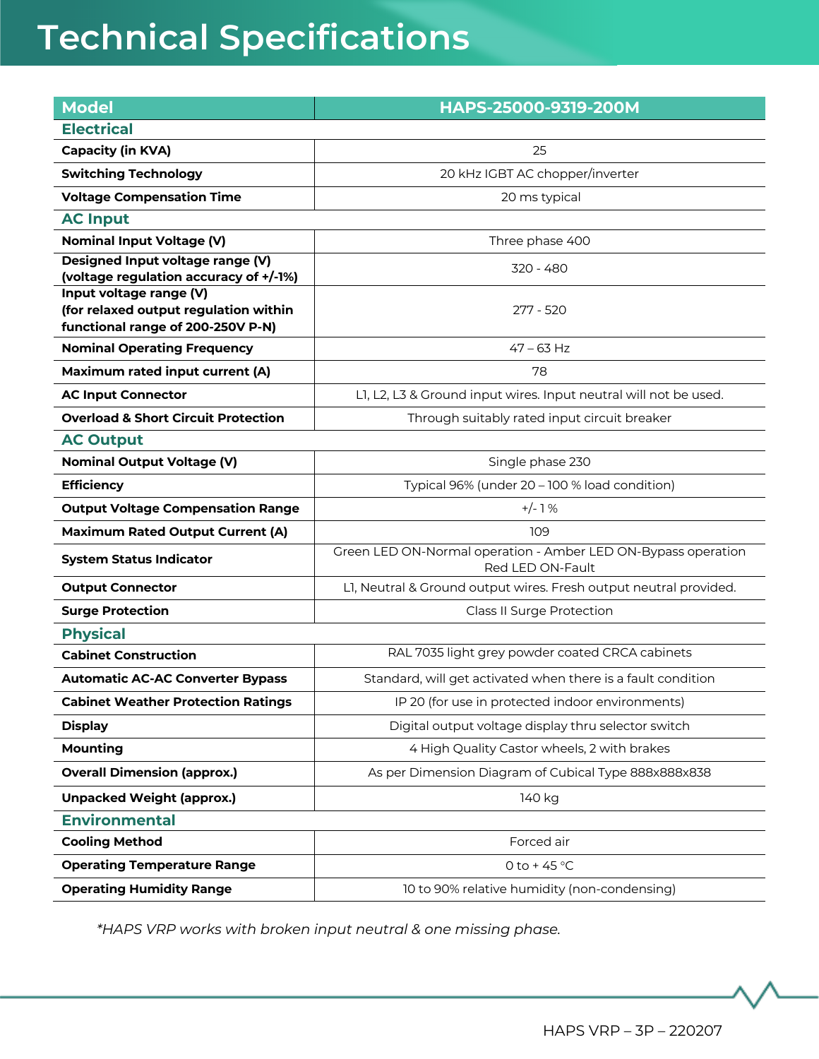# Technical Specifications

| Model | HAPS-25000-9319-200M |
|---|---|
| **Electrical** | |
| **Capacity (in KVA)** | 25 |
| **Switching Technology** | 20 kHz IGBT AC chopper/inverter |
| **Voltage Compensation Time** | 20 ms typical |
| **AC Input** | |
| **Nominal Input Voltage (V)** | Three phase 400 |
| **Designed Input voltage range (V) (voltage regulation accuracy of +/-1%)** | 320 - 480 |
| **Input voltage range (V) (for relaxed output regulation within functional range of 200-250V P-N)** | 277 - 520 |
| **Nominal Operating Frequency** | 47 – 63 Hz |
| **Maximum rated input current (A)** | 78 |
| **AC Input Connector** | L1, L2, L3 & Ground input wires. Input neutral will not be used. |
| **Overload & Short Circuit Protection** | Through suitably rated input circuit breaker |
| **AC Output** | |
| **Nominal Output Voltage (V)** | Single phase 230 |
| **Efficiency** | Typical 96% (under 20 – 100 % load condition) |
| **Output Voltage Compensation Range** | +/- 1 % |
| **Maximum Rated Output Current (A)** | 109 |
| **System Status Indicator** | Green LED ON-Normal operation - Amber LED ON-Bypass operation Red LED ON-Fault |
| **Output Connector** | L1, Neutral & Ground output wires. Fresh output neutral provided. |
| **Surge Protection** | Class II Surge Protection |
| **Physical** | |
| **Cabinet Construction** | RAL 7035 light grey powder coated CRCA cabinets |
| **Automatic AC-AC Converter Bypass** | Standard, will get activated when there is a fault condition |
| **Cabinet Weather Protection Ratings** | IP 20 (for use in protected indoor environments) |
| **Display** | Digital output voltage display thru selector switch |
| **Mounting** | 4 High Quality Castor wheels, 2 with brakes |
| **Overall Dimension (approx.)** | As per Dimension Diagram of Cubical Type 888x888x838 |
| **Unpacked Weight (approx.)** | 140 kg |
| **Environmental** | |
| **Cooling Method** | Forced air |
| **Operating Temperature Range** | 0 to + 45 °C |
| **Operating Humidity Range** | 10 to 90% relative humidity (non-condensing) |

*\*HAPS VRP works with broken input neutral & one missing phase.*

HAPS VRP – 3P – 220207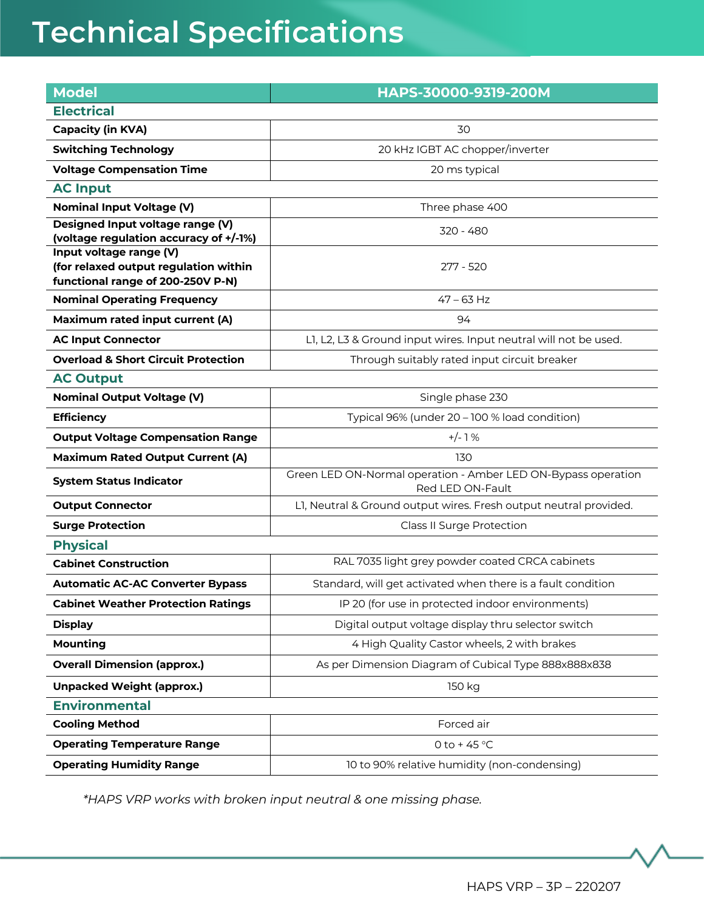# Technical Specifications

| Model | HAPS-30000-9319-200M |
|---|---|
| **Electrical** | |
| **Capacity (in KVA)** | 30 |
| **Switching Technology** | 20 kHz IGBT AC chopper/inverter |
| **Voltage Compensation Time** | 20 ms typical |
| **AC Input** | |
| **Nominal Input Voltage (V)** | Three phase 400 |
| **Designed Input voltage range (V) (voltage regulation accuracy of +/-1%)** | 320 - 480 |
| **Input voltage range (V) (for relaxed output regulation within functional range of 200-250V P-N)** | 277 - 520 |
| **Nominal Operating Frequency** | 47 – 63 Hz |
| **Maximum rated input current (A)** | 94 |
| **AC Input Connector** | L1, L2, L3 & Ground input wires. Input neutral will not be used. |
| **Overload & Short Circuit Protection** | Through suitably rated input circuit breaker |
| **AC Output** | |
| **Nominal Output Voltage (V)** | Single phase 230 |
| **Efficiency** | Typical 96% (under 20 – 100 % load condition) |
| **Output Voltage Compensation Range** | +/- 1 % |
| **Maximum Rated Output Current (A)** | 130 |
| **System Status Indicator** | Green LED ON-Normal operation - Amber LED ON-Bypass operation Red LED ON-Fault |
| **Output Connector** | L1, Neutral & Ground output wires. Fresh output neutral provided. |
| **Surge Protection** | Class II Surge Protection |
| **Physical** | |
| **Cabinet Construction** | RAL 7035 light grey powder coated CRCA cabinets |
| **Automatic AC-AC Converter Bypass** | Standard, will get activated when there is a fault condition |
| **Cabinet Weather Protection Ratings** | IP 20 (for use in protected indoor environments) |
| **Display** | Digital output voltage display thru selector switch |
| **Mounting** | 4 High Quality Castor wheels, 2 with brakes |
| **Overall Dimension (approx.)** | As per Dimension Diagram of Cubical Type 888x888x838 |
| **Unpacked Weight (approx.)** | 150 kg |
| **Environmental** | |
| **Cooling Method** | Forced air |
| **Operating Temperature Range** | 0 to + 45 °C |
| **Operating Humidity Range** | 10 to 90% relative humidity (non-condensing) |

*\*HAPS VRP works with broken input neutral & one missing phase.*

HAPS VRP – 3P – 220207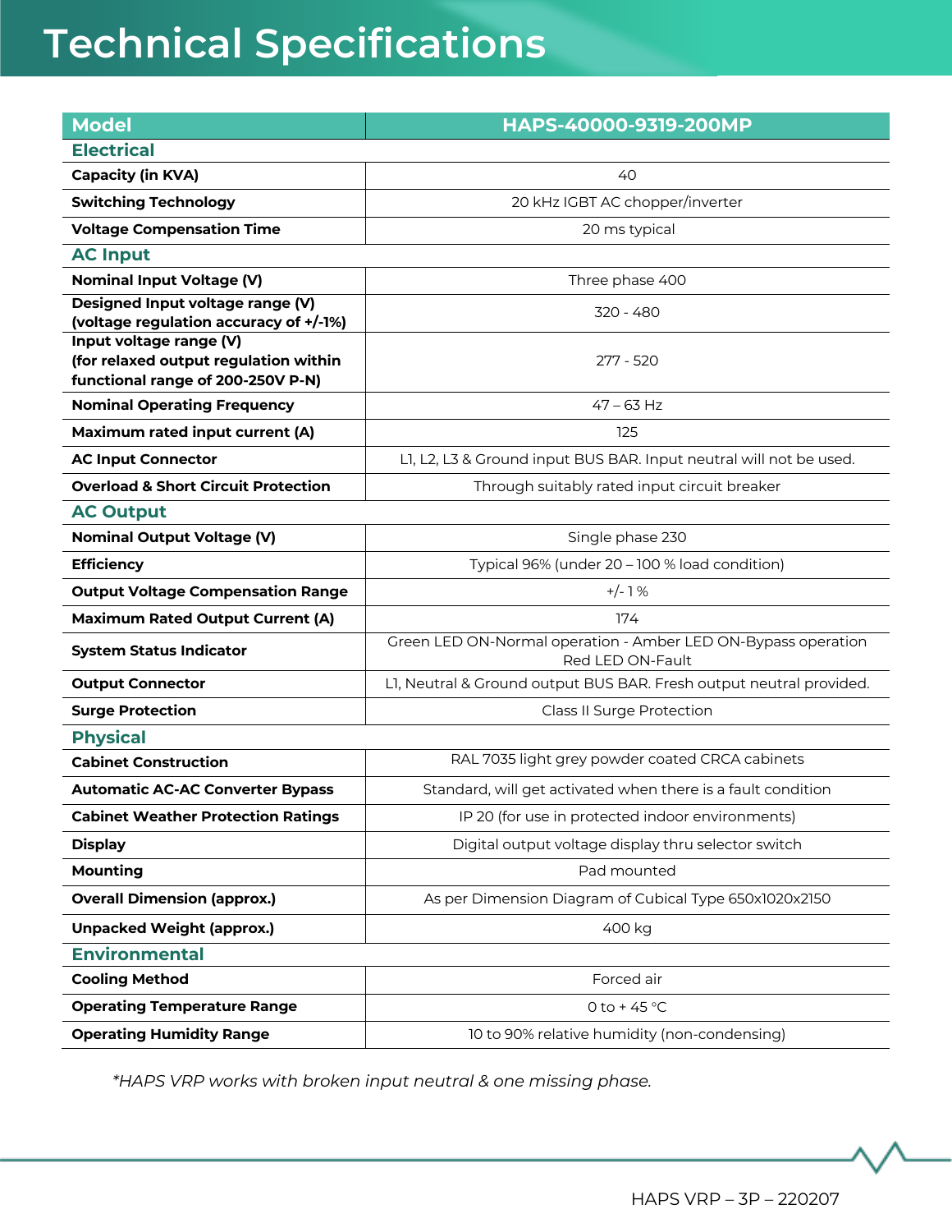# Technical Specifications

| Model | HAPS-40000-9319-200MP |
| --- | --- |
| **Electrical** | |
| **Capacity (in KVA)** | 40 |
| **Switching Technology** | 20 kHz IGBT AC chopper/inverter |
| **Voltage Compensation Time** | 20 ms typical |
| **AC Input** | |
| **Nominal Input Voltage (V)** | Three phase 400 |
| **Designed Input voltage range (V) (voltage regulation accuracy of +/-1%)** | 320 - 480 |
| **Input voltage range (V) (for relaxed output regulation within functional range of 200-250V P-N)** | 277 - 520 |
| **Nominal Operating Frequency** | 47 – 63 Hz |
| **Maximum rated input current (A)** | 125 |
| **AC Input Connector** | L1, L2, L3 & Ground input BUS BAR. Input neutral will not be used. |
| **Overload & Short Circuit Protection** | Through suitably rated input circuit breaker |
| **AC Output** | |
| **Nominal Output Voltage (V)** | Single phase 230 |
| **Efficiency** | Typical 96% (under 20 – 100 % load condition) |
| **Output Voltage Compensation Range** | +/- 1 % |
| **Maximum Rated Output Current (A)** | 174 |
| **System Status Indicator** | Green LED ON-Normal operation - Amber LED ON-Bypass operation Red LED ON-Fault |
| **Output Connector** | L1, Neutral & Ground output BUS BAR. Fresh output neutral provided. |
| **Surge Protection** | Class II Surge Protection |
| **Physical** | |
| **Cabinet Construction** | RAL 7035 light grey powder coated CRCA cabinets |
| **Automatic AC-AC Converter Bypass** | Standard, will get activated when there is a fault condition |
| **Cabinet Weather Protection Ratings** | IP 20 (for use in protected indoor environments) |
| **Display** | Digital output voltage display thru selector switch |
| **Mounting** | Pad mounted |
| **Overall Dimension (approx.)** | As per Dimension Diagram of Cubical Type 650x1020x2150 |
| **Unpacked Weight (approx.)** | 400 kg |
| **Environmental** | |
| **Cooling Method** | Forced air |
| **Operating Temperature Range** | 0 to + 45 °C |
| **Operating Humidity Range** | 10 to 90% relative humidity (non-condensing) |

*\*HAPS VRP works with broken input neutral & one missing phase.*

HAPS VRP – 3P – 220207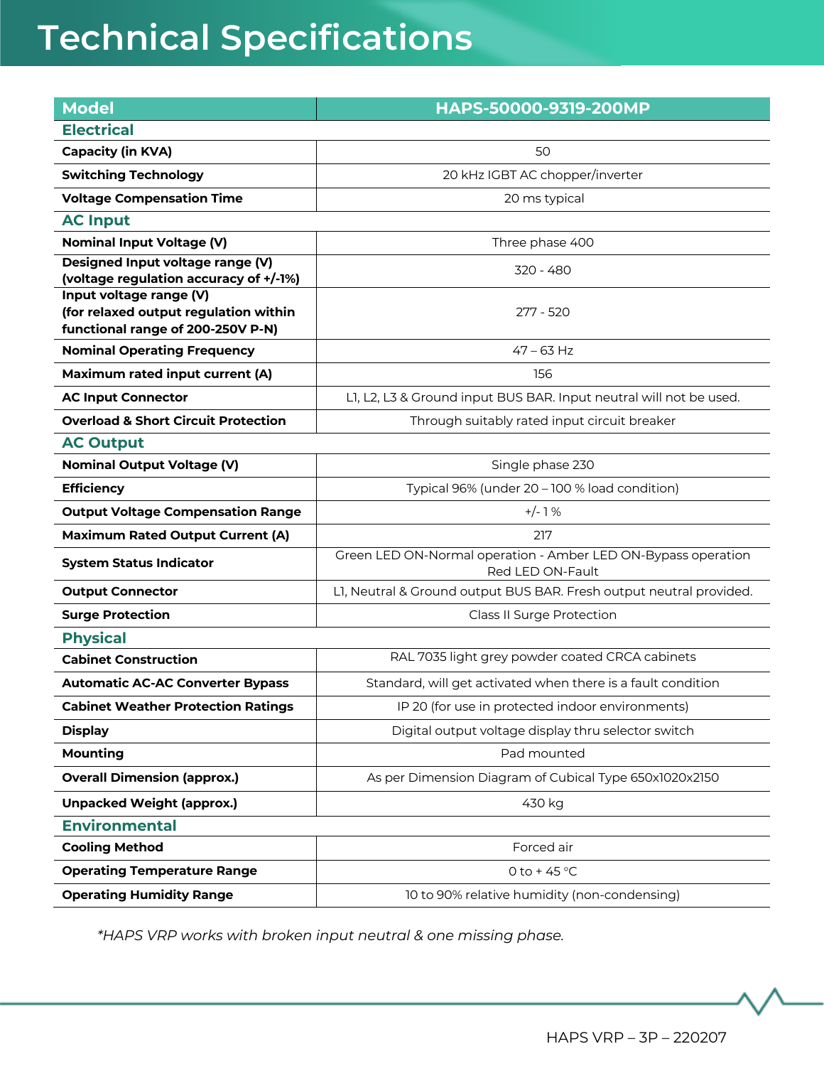# Technical Specifications

| Model | HAPS-50000-9319-200MP |
|---|---|
| **Electrical** | |
| **Capacity (in KVA)** | 50 |
| **Switching Technology** | 20 kHz IGBT AC chopper/inverter |
| **Voltage Compensation Time** | 20 ms typical |
| **AC Input** | |
| **Nominal Input Voltage (V)** | Three phase 400 |
| **Designed Input voltage range (V) (voltage regulation accuracy of +/-1%)** | 320 - 480 |
| **Input voltage range (V) (for relaxed output regulation within functional range of 200-250V P-N)** | 277 - 520 |
| **Nominal Operating Frequency** | 47 – 63 Hz |
| **Maximum rated input current (A)** | 156 |
| **AC Input Connector** | L1, L2, L3 & Ground input BUS BAR. Input neutral will not be used. |
| **Overload & Short Circuit Protection** | Through suitably rated input circuit breaker |
| **AC Output** | |
| **Nominal Output Voltage (V)** | Single phase 230 |
| **Efficiency** | Typical 96% (under 20 – 100 % load condition) |
| **Output Voltage Compensation Range** | +/- 1 % |
| **Maximum Rated Output Current (A)** | 217 |
| **System Status Indicator** | Green LED ON-Normal operation - Amber LED ON-Bypass operation Red LED ON-Fault |
| **Output Connector** | L1, Neutral & Ground output BUS BAR. Fresh output neutral provided. |
| **Surge Protection** | Class II Surge Protection |
| **Physical** | |
| **Cabinet Construction** | RAL 7035 light grey powder coated CRCA cabinets |
| **Automatic AC-AC Converter Bypass** | Standard, will get activated when there is a fault condition |
| **Cabinet Weather Protection Ratings** | IP 20 (for use in protected indoor environments) |
| **Display** | Digital output voltage display thru selector switch |
| **Mounting** | Pad mounted |
| **Overall Dimension (approx.)** | As per Dimension Diagram of Cubical Type 650x1020x2150 |
| **Unpacked Weight (approx.)** | 430 kg |
| **Environmental** | |
| **Cooling Method** | Forced air |
| **Operating Temperature Range** | 0 to + 45 °C |
| **Operating Humidity Range** | 10 to 90% relative humidity (non-condensing) |

*\*HAPS VRP works with broken input neutral & one missing phase.*

HAPS VRP – 3P – 220207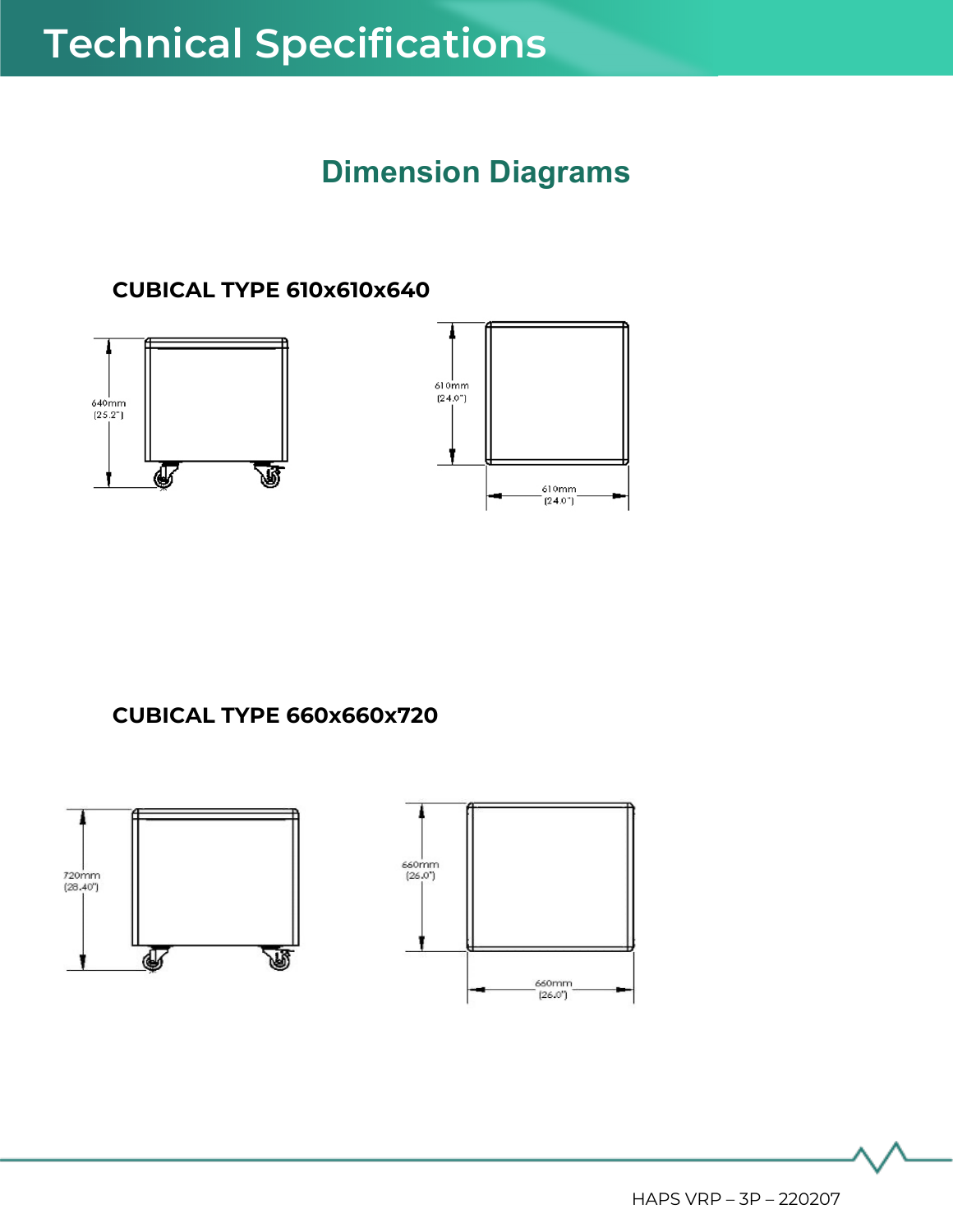# Technical Specifications

## Dimension Diagrams

**CUBICAL TYPE 610x610x640**

640mm
(25.2")

610mm
(24.0")

610mm
(24.0")

**CUBICAL TYPE 660x660x720**

720mm
(28.40")

660mm
(26.0")

660mm
(26.0")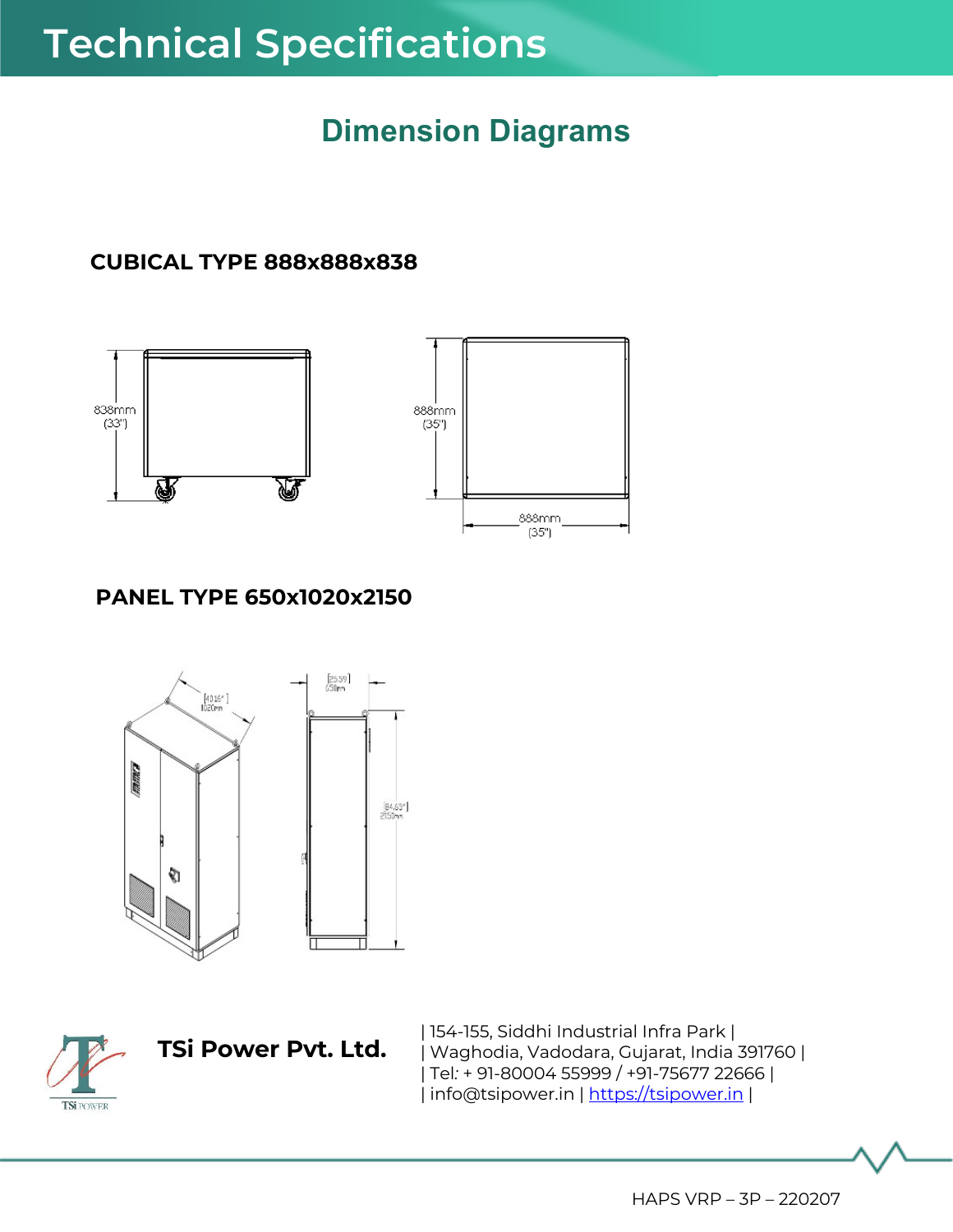# Technical Specifications

## Dimension Diagrams

**CUBICAL TYPE 888x888x838**

838mm
(33")

888mm
(35")

888mm
(35")

**PANEL TYPE 650x1020x2150**

[40.16"]
1020mm

[25.59]
650mm

[84.65"]
2150mm

**TSi Power Pvt. Ltd.**

| 154-155, Siddhi Industrial Infra Park |
| Waghodia, Vadodara, Gujarat, India 391760 |
| Tel: + 91-80004 55999 / +91-75677 22666 |
| info@tsipower.in | https://tsipower.in |

HAPS VRP – 3P – 220207